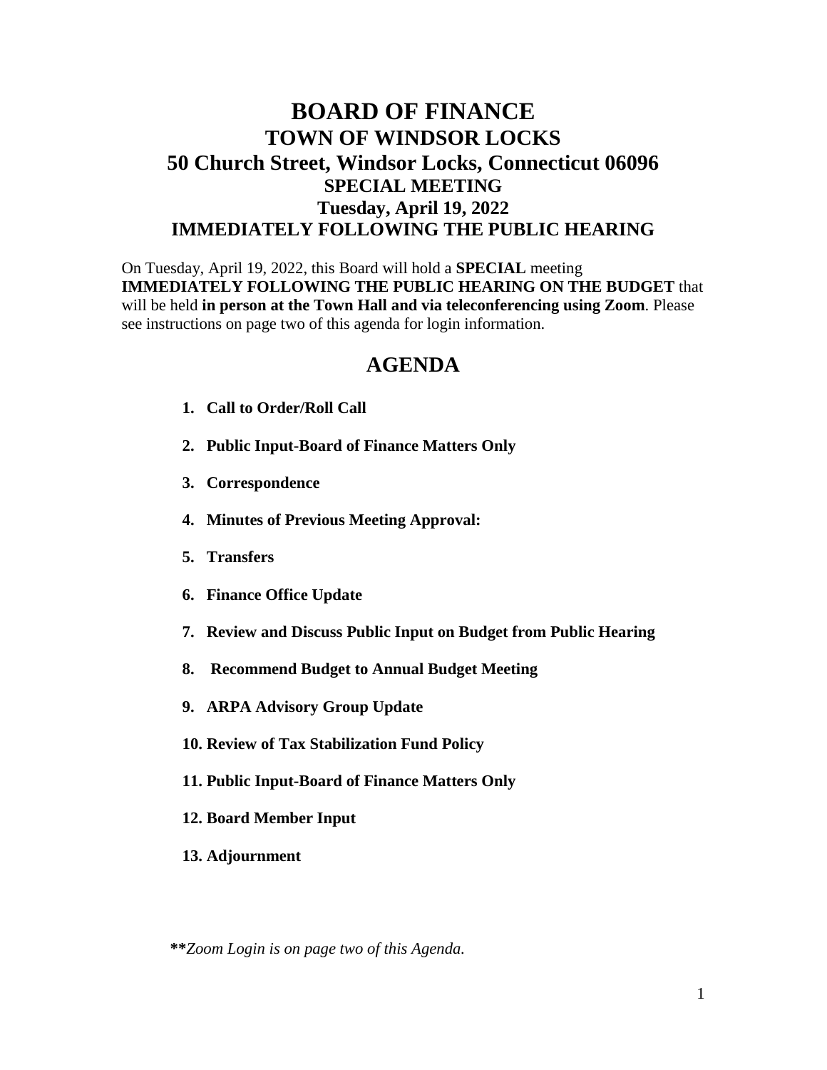# BOARD OF FINANCE

## TOWN OF WINDSOR LOCKS

## 50 Church Street, Windsor Locks, Connecticut 06096

### SPECIAL MEETING

### Tuesday, April 19, 2022

### IMMEDIATELY FOLLOWING THE PUBLIC HEARING

On Tuesday, April 19, 2022, this Board will hold a **SPECIAL** meeting **IMMEDIATELY FOLLOWING THE PUBLIC HEARING ON THE BUDGET** that will be held **in person at the Town Hall and via teleconferencing using Zoom**. Please see instructions on page two of this agenda for login information.

## AGENDA

1. **Call to Order/Roll Call**
2. **Public Input-Board of Finance Matters Only**
3. **Correspondence**
4. **Minutes of Previous Meeting Approval:**
5. **Transfers**
6. **Finance Office Update**
7. **Review and Discuss Public Input on Budget from Public Hearing**
8. **Recommend Budget to Annual Budget Meeting**
9. **ARPA Advisory Group Update**
10. **Review of Tax Stabilization Fund Policy**
11. **Public Input-Board of Finance Matters Only**
12. **Board Member Input**
13. **Adjournment**

***\*\*Zoom Login is on page two of this Agenda.***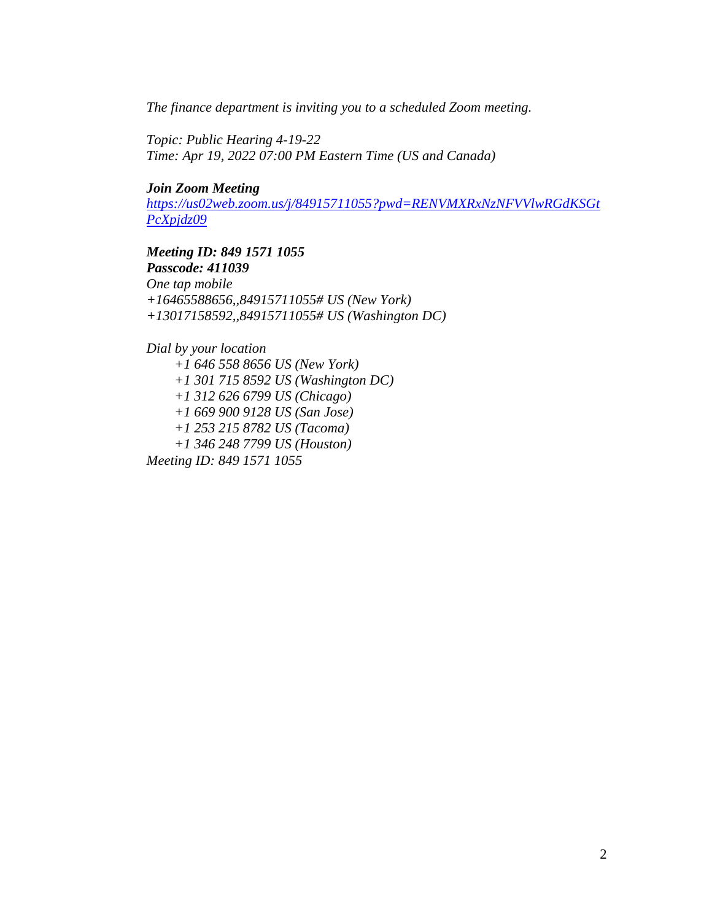*The finance department is inviting you to a scheduled Zoom meeting.*

*Topic: Public Hearing 4-19-22*
*Time: Apr 19, 2022 07:00 PM Eastern Time (US and Canada)*

***Join Zoom Meeting***
*https://us02web.zoom.us/j/84915711055?pwd=RENVMXRxNzNFVVlwRGdKSGtPcXpjdz09*

***Meeting ID: 849 1571 1055***
***Passcode: 411039***
*One tap mobile*
*+16465588656,,84915711055# US (New York)*
*+13017158592,,84915711055# US (Washington DC)*

*Dial by your location*
*+1 646 558 8656 US (New York)*
*+1 301 715 8592 US (Washington DC)*
*+1 312 626 6799 US (Chicago)*
*+1 669 900 9128 US (San Jose)*
*+1 253 215 8782 US (Tacoma)*
*+1 346 248 7799 US (Houston)*
*Meeting ID: 849 1571 1055*